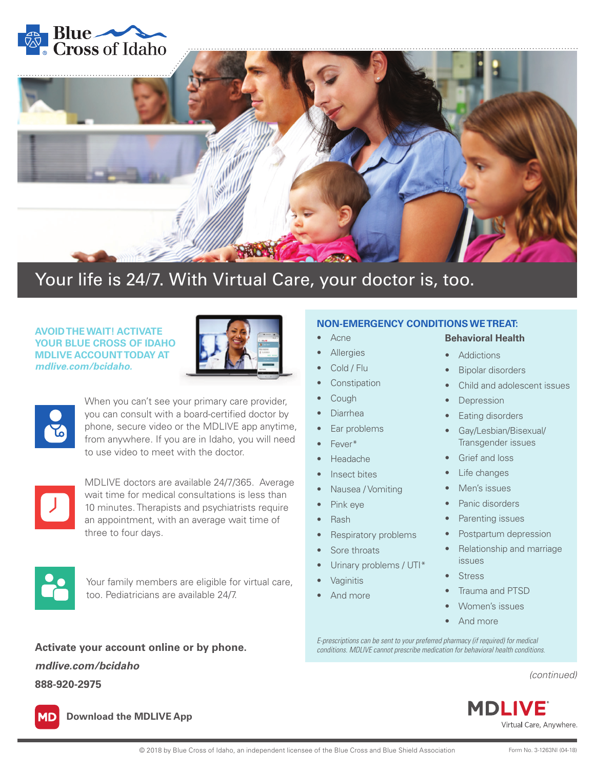Blue Cross of Idaho

# Your life is 24/7. With Virtual Care, your doctor is, too.

**AVOID THE WAIT! ACTIVATE YOUR BLUE CROSS OF IDAHO MDLIVE ACCOUNT TODAY AT *mdlive.com/bcidaho.***

When you can't see your primary care provider, you can consult with a board-certified doctor by phone, secure video or the MDLIVE app anytime, from anywhere. If you are in Idaho, you will need to use video to meet with the doctor.

MDLIVE doctors are available 24/7/365. Average wait time for medical consultations is less than 10 minutes. Therapists and psychiatrists require an appointment, with an average wait time of three to four days.

Your family members are eligible for virtual care, too. Pediatricians are available 24/7.

**Activate your account online or by phone.**

***mdlive.com/bcidaho***

**888-920-2975**

**Download the MDLIVE App**

## NON-EMERGENCY CONDITIONS WE TREAT:

- Acne
- Allergies
- Cold / Flu
- Constipation
- Cough
- Diarrhea
- Ear problems
- Fever*
- Headache
- Insect bites
- Nausea / Vomiting
- Pink eye
- Rash
- Respiratory problems
- Sore throats
- Urinary problems / UTI*
- Vaginitis
- And more

### Behavioral Health

- Addictions
- Bipolar disorders
- Child and adolescent issues
- Depression
- Eating disorders
- Gay/Lesbian/Bisexual/ Transgender issues
- Grief and loss
- Life changes
- Men's issues
- Panic disorders
- Parenting issues
- Postpartum depression
- Relationship and marriage issues
- Stress
- Trauma and PTSD
- Women's issues
- And more

*E-prescriptions can be sent to your preferred pharmacy (if required) for medical conditions. MDLIVE cannot prescribe medication for behavioral health conditions.*

*(continued)*

MDLIVE Virtual Care, Anywhere.

© 2018 by Blue Cross of Idaho, an independent licensee of the Blue Cross and Blue Shield Association

Form No. 3-1263NI (04-18)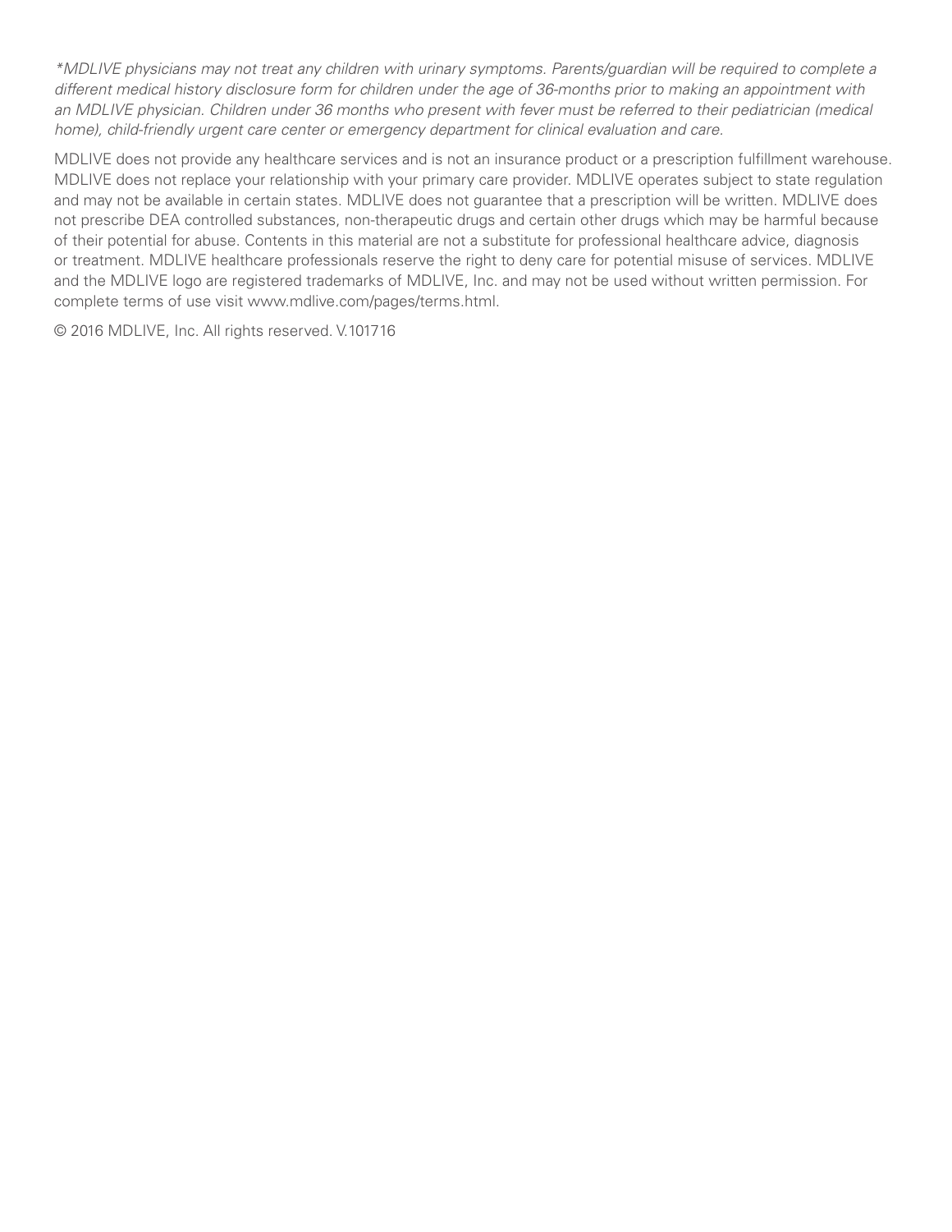*\*MDLIVE physicians may not treat any children with urinary symptoms. Parents/guardian will be required to complete a different medical history disclosure form for children under the age of 36-months prior to making an appointment with an MDLIVE physician. Children under 36 months who present with fever must be referred to their pediatrician (medical home), child-friendly urgent care center or emergency department for clinical evaluation and care.*

MDLIVE does not provide any healthcare services and is not an insurance product or a prescription fulfillment warehouse. MDLIVE does not replace your relationship with your primary care provider. MDLIVE operates subject to state regulation and may not be available in certain states. MDLIVE does not guarantee that a prescription will be written. MDLIVE does not prescribe DEA controlled substances, non-therapeutic drugs and certain other drugs which may be harmful because of their potential for abuse. Contents in this material are not a substitute for professional healthcare advice, diagnosis or treatment. MDLIVE healthcare professionals reserve the right to deny care for potential misuse of services. MDLIVE and the MDLIVE logo are registered trademarks of MDLIVE, Inc. and may not be used without written permission. For complete terms of use visit www.mdlive.com/pages/terms.html.

© 2016 MDLIVE, Inc. All rights reserved. V.101716